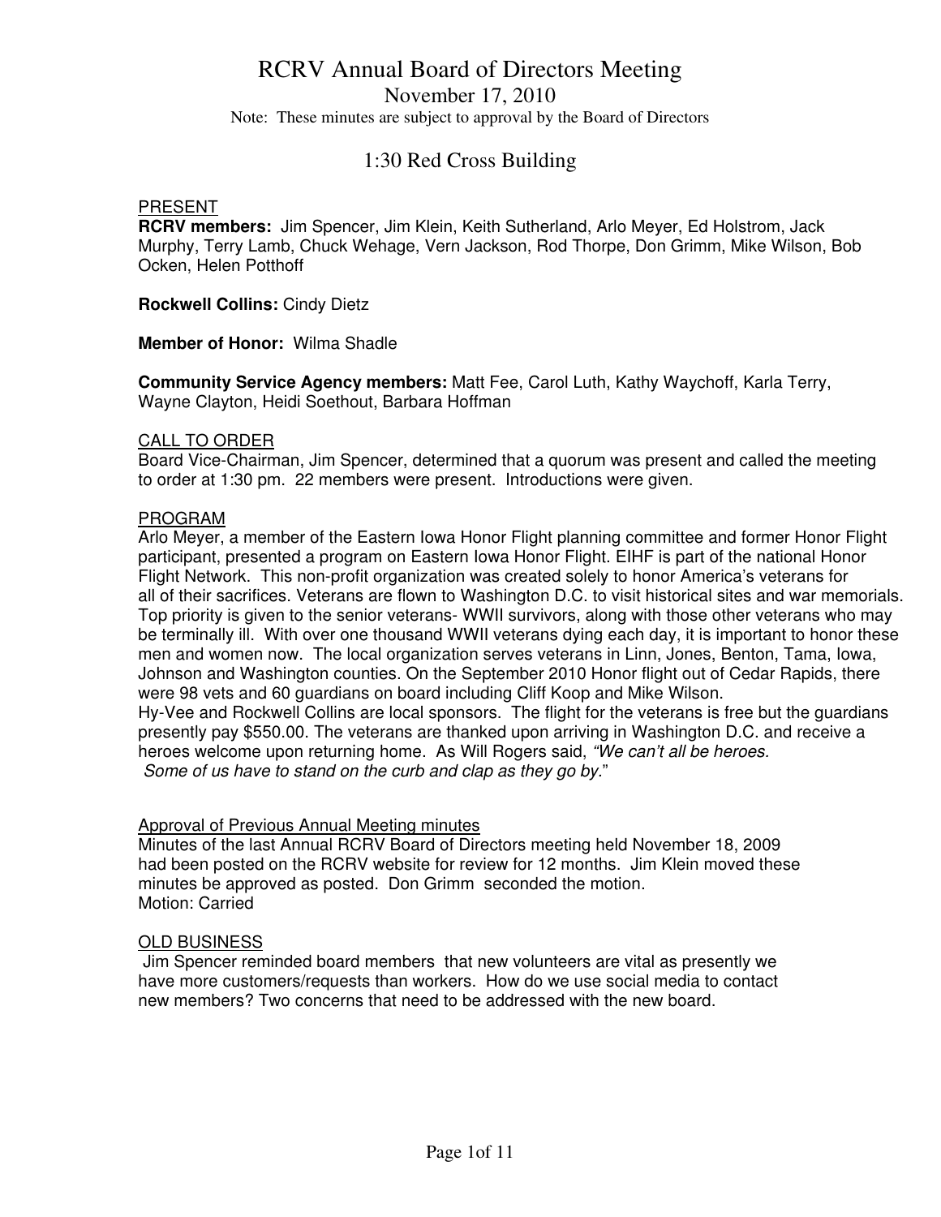# RCRV Annual Board of Directors Meeting

November 17, 2010

Note: These minutes are subject to approval by the Board of Directors

## 1:30 Red Cross Building

PRESENT

**RCRV members:** Jim Spencer, Jim Klein, Keith Sutherland, Arlo Meyer, Ed Holstrom, Jack Murphy, Terry Lamb, Chuck Wehage, Vern Jackson, Rod Thorpe, Don Grimm, Mike Wilson, Bob Ocken, Helen Potthoff

**Rockwell Collins:** Cindy Dietz

**Member of Honor:** Wilma Shadle

**Community Service Agency members:** Matt Fee, Carol Luth, Kathy Waychoff, Karla Terry, Wayne Clayton, Heidi Soethout, Barbara Hoffman

CALL TO ORDER

Board Vice-Chairman, Jim Spencer, determined that a quorum was present and called the meeting to order at 1:30 pm. 22 members were present. Introductions were given.

PROGRAM

Arlo Meyer, a member of the Eastern Iowa Honor Flight planning committee and former Honor Flight participant, presented a program on Eastern Iowa Honor Flight. EIHF is part of the national Honor Flight Network. This non-profit organization was created solely to honor America's veterans for all of their sacrifices. Veterans are flown to Washington D.C. to visit historical sites and war memorials. Top priority is given to the senior veterans- WWII survivors, along with those other veterans who may be terminally ill. With over one thousand WWII veterans dying each day, it is important to honor these men and women now. The local organization serves veterans in Linn, Jones, Benton, Tama, Iowa, Johnson and Washington counties. On the September 2010 Honor flight out of Cedar Rapids, there were 98 vets and 60 guardians on board including Cliff Koop and Mike Wilson.

Hy-Vee and Rockwell Collins are local sponsors. The flight for the veterans is free but the guardians presently pay $550.00. The veterans are thanked upon arriving in Washington D.C. and receive a heroes welcome upon returning home. As Will Rogers said, *"We can't all be heroes. Some of us have to stand on the curb and clap as they go by.*"

Approval of Previous Annual Meeting minutes

Minutes of the last Annual RCRV Board of Directors meeting held November 18, 2009 had been posted on the RCRV website for review for 12 months. Jim Klein moved these minutes be approved as posted. Don Grimm seconded the motion.

Motion: Carried

OLD BUSINESS

Jim Spencer reminded board members that new volunteers are vital as presently we have more customers/requests than workers. How do we use social media to contact new members? Two concerns that need to be addressed with the new board.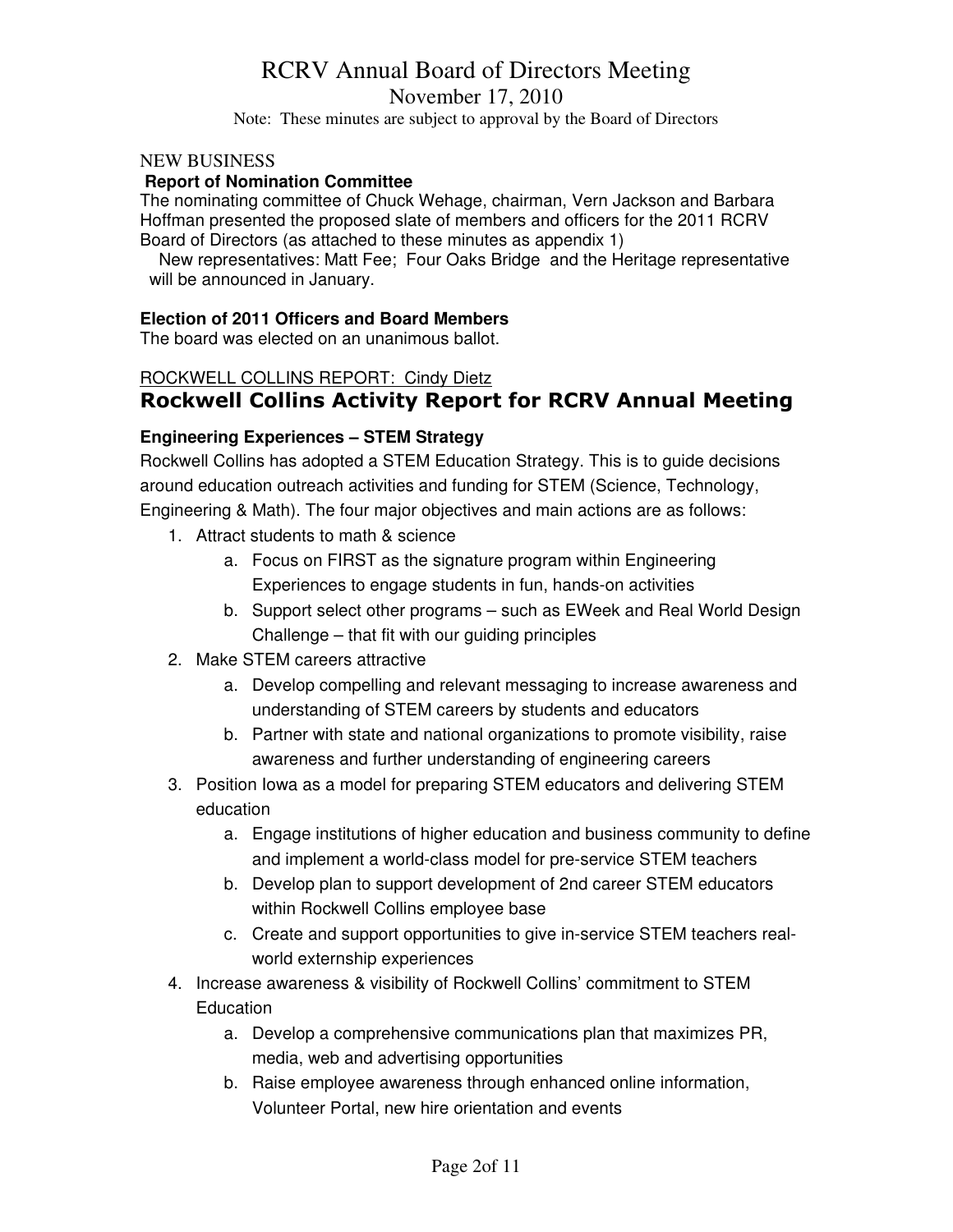NEW BUSINESS

**Report of Nomination Committee**

The nominating committee of Chuck Wehage, chairman, Vern Jackson and Barbara Hoffman presented the proposed slate of members and officers for the 2011 RCRV Board of Directors (as attached to these minutes as appendix 1)

New representatives: Matt Fee; Four Oaks Bridge and the Heritage representative will be announced in January.

**Election of 2011 Officers and Board Members**

The board was elected on an unanimous ballot.

ROCKWELL COLLINS REPORT: Cindy Dietz

## Rockwell Collins Activity Report for RCRV Annual Meeting

**Engineering Experiences – STEM Strategy**

Rockwell Collins has adopted a STEM Education Strategy. This is to guide decisions around education outreach activities and funding for STEM (Science, Technology, Engineering & Math). The four major objectives and main actions are as follows:

1. Attract students to math & science
   a. Focus on FIRST as the signature program within Engineering Experiences to engage students in fun, hands-on activities
   b. Support select other programs – such as EWeek and Real World Design Challenge – that fit with our guiding principles
2. Make STEM careers attractive
   a. Develop compelling and relevant messaging to increase awareness and understanding of STEM careers by students and educators
   b. Partner with state and national organizations to promote visibility, raise awareness and further understanding of engineering careers
3. Position Iowa as a model for preparing STEM educators and delivering STEM education
   a. Engage institutions of higher education and business community to define and implement a world-class model for pre-service STEM teachers
   b. Develop plan to support development of 2nd career STEM educators within Rockwell Collins employee base
   c. Create and support opportunities to give in-service STEM teachers real-world externship experiences
4. Increase awareness & visibility of Rockwell Collins' commitment to STEM Education
   a. Develop a comprehensive communications plan that maximizes PR, media, web and advertising opportunities
   b. Raise employee awareness through enhanced online information, Volunteer Portal, new hire orientation and events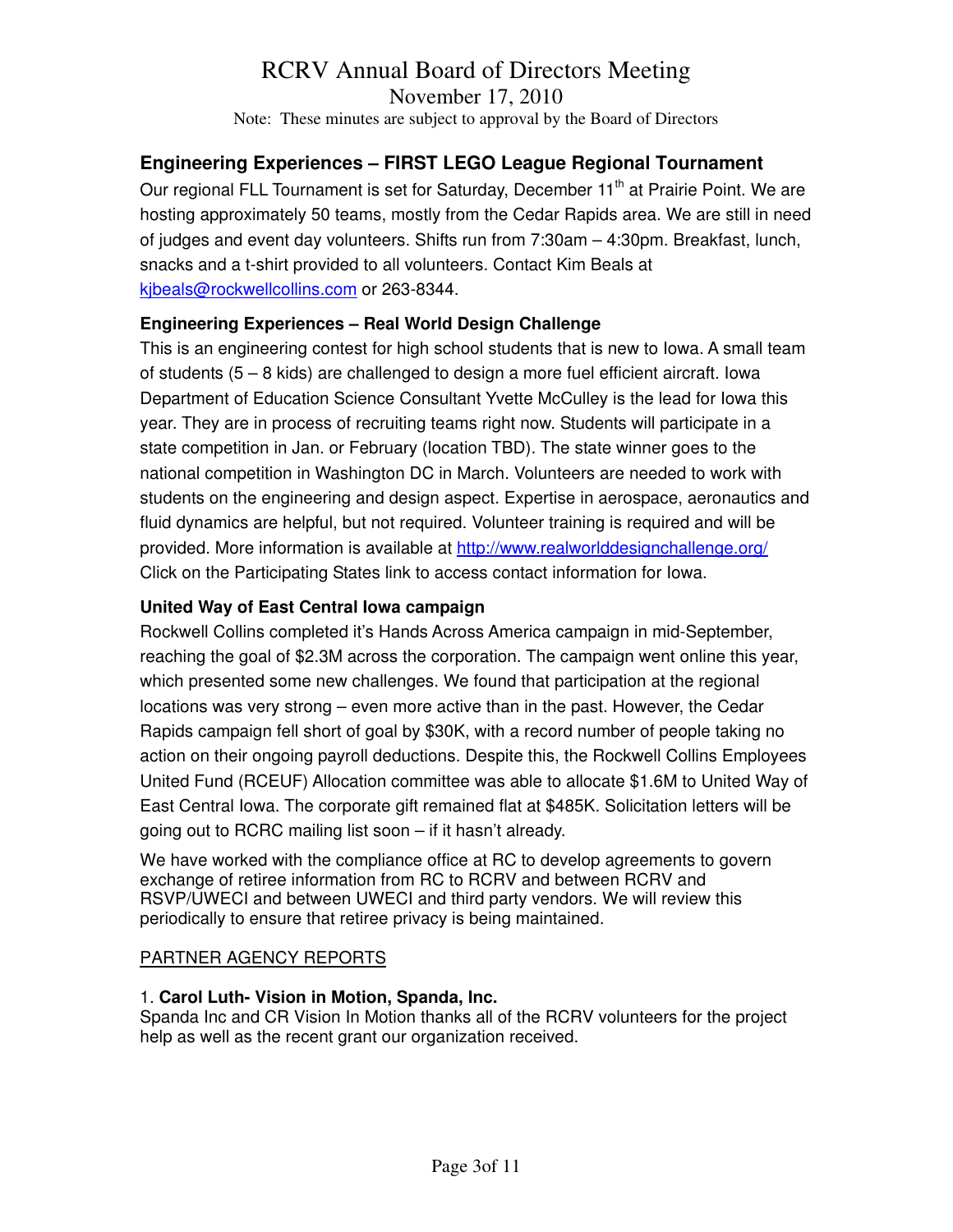## Engineering Experiences – FIRST LEGO League Regional Tournament

Our regional FLL Tournament is set for Saturday, December 11th at Prairie Point. We are hosting approximately 50 teams, mostly from the Cedar Rapids area. We are still in need of judges and event day volunteers. Shifts run from 7:30am – 4:30pm. Breakfast, lunch, snacks and a t-shirt provided to all volunteers. Contact Kim Beals at kjbeals@rockwellcollins.com or 263-8344.

### Engineering Experiences – Real World Design Challenge

This is an engineering contest for high school students that is new to Iowa. A small team of students (5 – 8 kids) are challenged to design a more fuel efficient aircraft. Iowa Department of Education Science Consultant Yvette McCulley is the lead for Iowa this year. They are in process of recruiting teams right now. Students will participate in a state competition in Jan. or February (location TBD). The state winner goes to the national competition in Washington DC in March. Volunteers are needed to work with students on the engineering and design aspect. Expertise in aerospace, aeronautics and fluid dynamics are helpful, but not required. Volunteer training is required and will be provided. More information is available at http://www.realworlddesignchallenge.org/ Click on the Participating States link to access contact information for Iowa.

### United Way of East Central Iowa campaign

Rockwell Collins completed it's Hands Across America campaign in mid-September, reaching the goal of $2.3M across the corporation. The campaign went online this year, which presented some new challenges. We found that participation at the regional locations was very strong – even more active than in the past. However, the Cedar Rapids campaign fell short of goal by $30K, with a record number of people taking no action on their ongoing payroll deductions. Despite this, the Rockwell Collins Employees United Fund (RCEUF) Allocation committee was able to allocate $1.6M to United Way of East Central Iowa. The corporate gift remained flat at $485K. Solicitation letters will be going out to RCRC mailing list soon – if it hasn't already.

We have worked with the compliance office at RC to develop agreements to govern exchange of retiree information from RC to RCRV and between RCRV and RSVP/UWECI and between UWECI and third party vendors. We will review this periodically to ensure that retiree privacy is being maintained.

PARTNER AGENCY REPORTS

1. **Carol Luth- Vision in Motion, Spanda, Inc.**
Spanda Inc and CR Vision In Motion thanks all of the RCRV volunteers for the project help as well as the recent grant our organization received.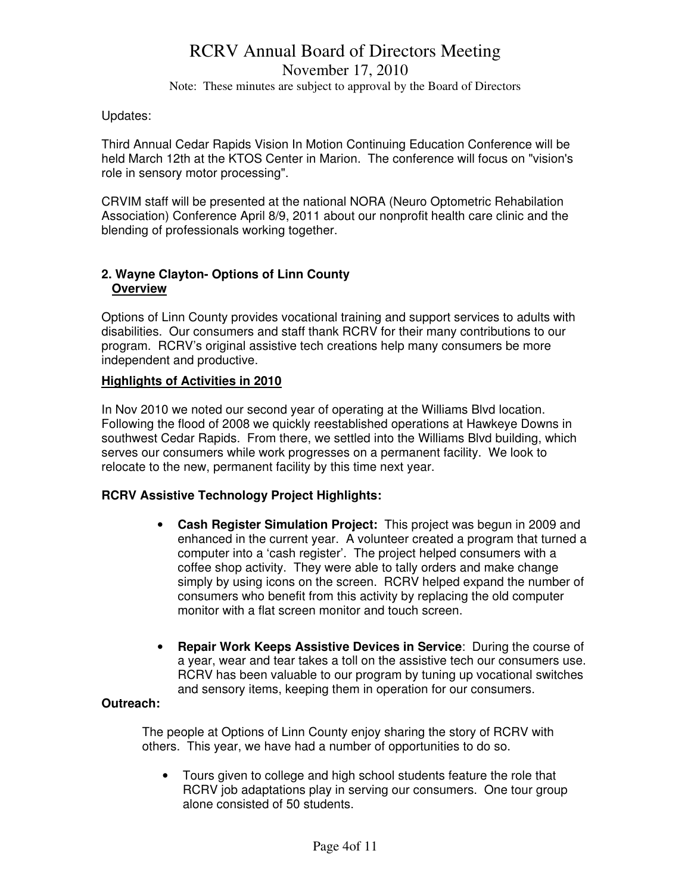Updates:

Third Annual Cedar Rapids Vision In Motion Continuing Education Conference will be held March 12th at the KTOS Center in Marion. The conference will focus on "vision's role in sensory motor processing".

CRVIM staff will be presented at the national NORA (Neuro Optometric Rehabilation Association) Conference April 8/9, 2011 about our nonprofit health care clinic and the blending of professionals working together.

**2. Wayne Clayton- Options of Linn County**
**<u>Overview</u>**

Options of Linn County provides vocational training and support services to adults with disabilities. Our consumers and staff thank RCRV for their many contributions to our program. RCRV's original assistive tech creations help many consumers be more independent and productive.

**<u>Highlights of Activities in 2010</u>**

In Nov 2010 we noted our second year of operating at the Williams Blvd location. Following the flood of 2008 we quickly reestablished operations at Hawkeye Downs in southwest Cedar Rapids. From there, we settled into the Williams Blvd building, which serves our consumers while work progresses on a permanent facility. We look to relocate to the new, permanent facility by this time next year.

**RCRV Assistive Technology Project Highlights:**

- **Cash Register Simulation Project:** This project was begun in 2009 and enhanced in the current year. A volunteer created a program that turned a computer into a 'cash register'. The project helped consumers with a coffee shop activity. They were able to tally orders and make change simply by using icons on the screen. RCRV helped expand the number of consumers who benefit from this activity by replacing the old computer monitor with a flat screen monitor and touch screen.

- **Repair Work Keeps Assistive Devices in Service**: During the course of a year, wear and tear takes a toll on the assistive tech our consumers use. RCRV has been valuable to our program by tuning up vocational switches and sensory items, keeping them in operation for our consumers.

**Outreach:**

The people at Options of Linn County enjoy sharing the story of RCRV with others. This year, we have had a number of opportunities to do so.

- Tours given to college and high school students feature the role that RCRV job adaptations play in serving our consumers. One tour group alone consisted of 50 students.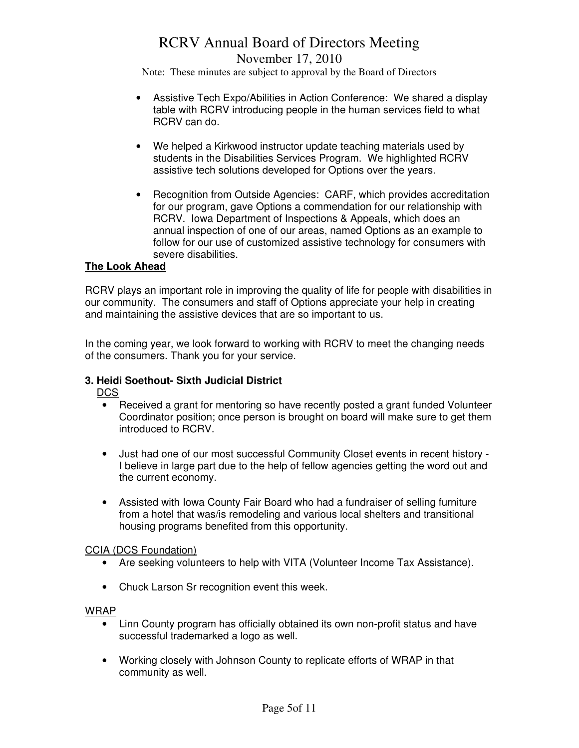- Assistive Tech Expo/Abilities in Action Conference: We shared a display table with RCRV introducing people in the human services field to what RCRV can do.

- We helped a Kirkwood instructor update teaching materials used by students in the Disabilities Services Program. We highlighted RCRV assistive tech solutions developed for Options over the years.

- Recognition from Outside Agencies: CARF, which provides accreditation for our program, gave Options a commendation for our relationship with RCRV. Iowa Department of Inspections & Appeals, which does an annual inspection of one of our areas, named Options as an example to follow for our use of customized assistive technology for consumers with severe disabilities.

**<u>The Look Ahead</u>**

RCRV plays an important role in improving the quality of life for people with disabilities in our community. The consumers and staff of Options appreciate your help in creating and maintaining the assistive devices that are so important to us.

In the coming year, we look forward to working with RCRV to meet the changing needs of the consumers. Thank you for your service.

**3. Heidi Soethout- Sixth Judicial District**

<u>DCS</u>

- Received a grant for mentoring so have recently posted a grant funded Volunteer Coordinator position; once person is brought on board will make sure to get them introduced to RCRV.

- Just had one of our most successful Community Closet events in recent history - I believe in large part due to the help of fellow agencies getting the word out and the current economy.

- Assisted with Iowa County Fair Board who had a fundraiser of selling furniture from a hotel that was/is remodeling and various local shelters and transitional housing programs benefited from this opportunity.

<u>CCIA (DCS Foundation)</u>

- Are seeking volunteers to help with VITA (Volunteer Income Tax Assistance).

- Chuck Larson Sr recognition event this week.

<u>WRAP</u>

- Linn County program has officially obtained its own non-profit status and have successful trademarked a logo as well.

- Working closely with Johnson County to replicate efforts of WRAP in that community as well.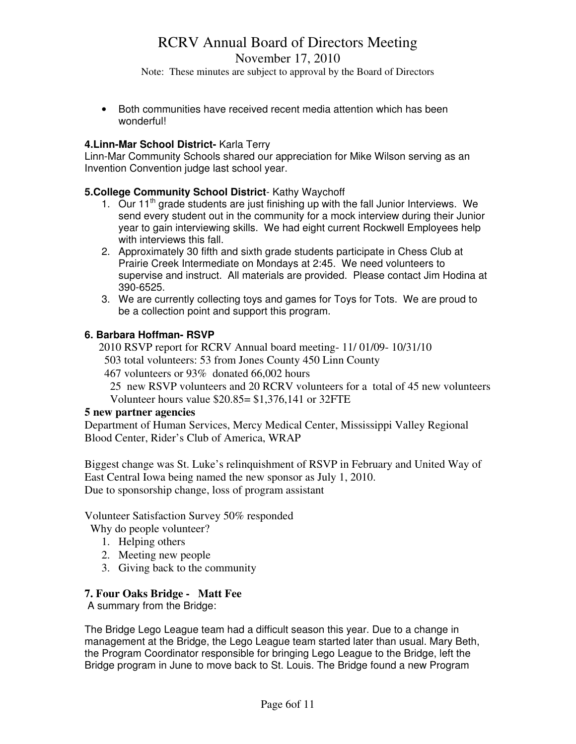- Both communities have received recent media attention which has been wonderful!

**4.Linn-Mar School District-** Karla Terry

Linn-Mar Community Schools shared our appreciation for Mike Wilson serving as an Invention Convention judge last school year.

**5.College Community School District**- Kathy Waychoff

1. Our 11th grade students are just finishing up with the fall Junior Interviews. We send every student out in the community for a mock interview during their Junior year to gain interviewing skills. We had eight current Rockwell Employees help with interviews this fall.
2. Approximately 30 fifth and sixth grade students participate in Chess Club at Prairie Creek Intermediate on Mondays at 2:45. We need volunteers to supervise and instruct. All materials are provided. Please contact Jim Hodina at 390-6525.
3. We are currently collecting toys and games for Toys for Tots. We are proud to be a collection point and support this program.

**6. Barbara Hoffman- RSVP**

2010 RSVP report for RCRV Annual board meeting- 11/ 01/09- 10/31/10

503 total volunteers: 53 from Jones County 450 Linn County

467 volunteers or 93% donated 66,002 hours

25 new RSVP volunteers and 20 RCRV volunteers for a total of 45 new volunteers

Volunteer hours value $20.85= $1,376,141 or 32FTE

**5 new partner agencies**

Department of Human Services, Mercy Medical Center, Mississippi Valley Regional Blood Center, Rider's Club of America, WRAP

Biggest change was St. Luke's relinquishment of RSVP in February and United Way of East Central Iowa being named the new sponsor as July 1, 2010.
Due to sponsorship change, loss of program assistant

Volunteer Satisfaction Survey 50% responded

Why do people volunteer?

1. Helping others
2. Meeting new people
3. Giving back to the community

**7. Four Oaks Bridge - Matt Fee**

A summary from the Bridge:

The Bridge Lego League team had a difficult season this year. Due to a change in management at the Bridge, the Lego League team started later than usual. Mary Beth, the Program Coordinator responsible for bringing Lego League to the Bridge, left the Bridge program in June to move back to St. Louis. The Bridge found a new Program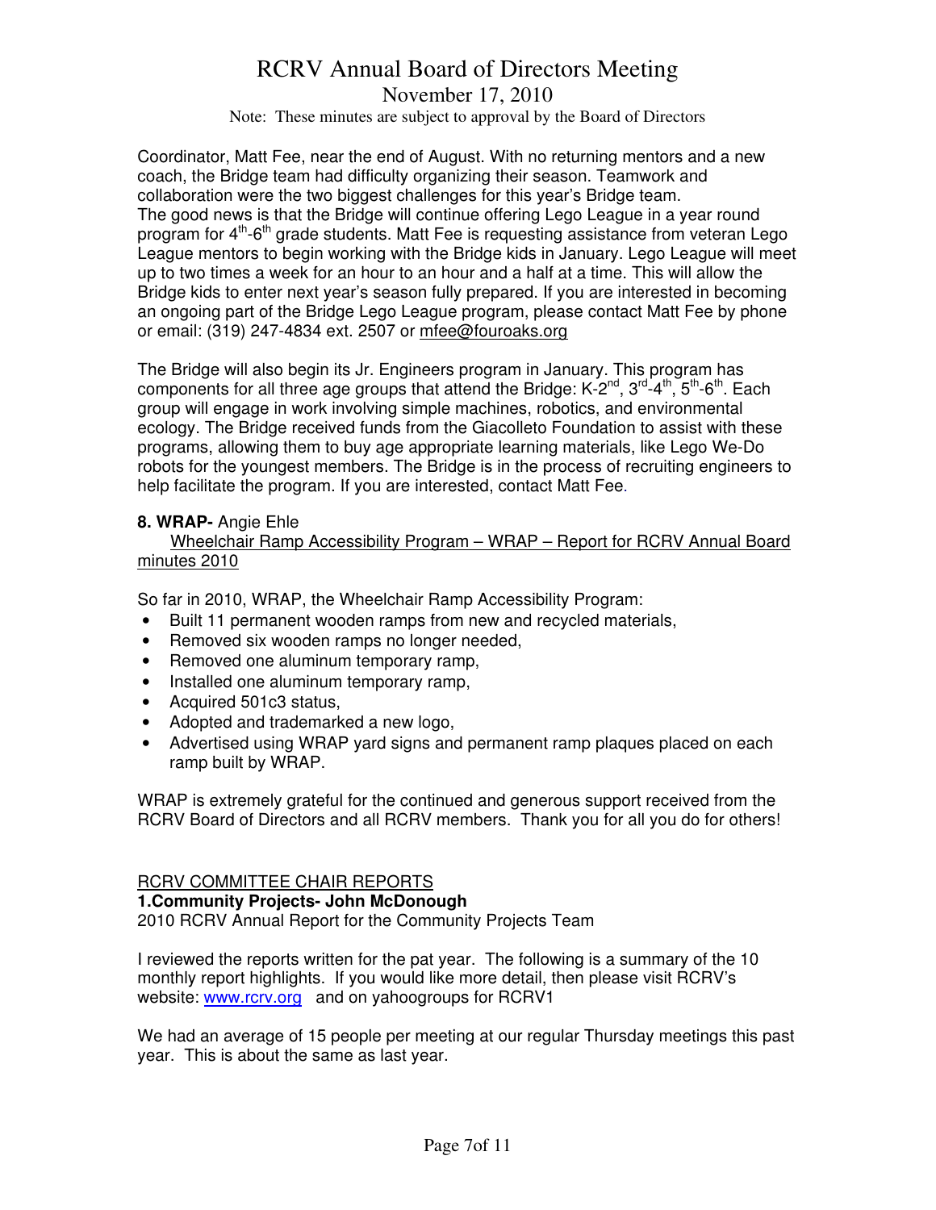Coordinator, Matt Fee, near the end of August. With no returning mentors and a new coach, the Bridge team had difficulty organizing their season. Teamwork and collaboration were the two biggest challenges for this year's Bridge team.
The good news is that the Bridge will continue offering Lego League in a year round program for 4th-6th grade students. Matt Fee is requesting assistance from veteran Lego League mentors to begin working with the Bridge kids in January. Lego League will meet up to two times a week for an hour to an hour and a half at a time. This will allow the Bridge kids to enter next year's season fully prepared. If you are interested in becoming an ongoing part of the Bridge Lego League program, please contact Matt Fee by phone or email: (319) 247-4834 ext. 2507 or mfee@fouroaks.org

The Bridge will also begin its Jr. Engineers program in January. This program has components for all three age groups that attend the Bridge: K-2nd, 3rd-4th, 5th-6th. Each group will engage in work involving simple machines, robotics, and environmental ecology. The Bridge received funds from the Giacolleto Foundation to assist with these programs, allowing them to buy age appropriate learning materials, like Lego We-Do robots for the youngest members. The Bridge is in the process of recruiting engineers to help facilitate the program. If you are interested, contact Matt Fee.

**8. WRAP-** Angie Ehle

Wheelchair Ramp Accessibility Program – WRAP – Report for RCRV Annual Board minutes 2010

So far in 2010, WRAP, the Wheelchair Ramp Accessibility Program:

- Built 11 permanent wooden ramps from new and recycled materials,
- Removed six wooden ramps no longer needed,
- Removed one aluminum temporary ramp,
- Installed one aluminum temporary ramp,
- Acquired 501c3 status,
- Adopted and trademarked a new logo,
- Advertised using WRAP yard signs and permanent ramp plaques placed on each ramp built by WRAP.

WRAP is extremely grateful for the continued and generous support received from the RCRV Board of Directors and all RCRV members. Thank you for all you do for others!

RCRV COMMITTEE CHAIR REPORTS

**1.Community Projects- John McDonough**

2010 RCRV Annual Report for the Community Projects Team

I reviewed the reports written for the pat year. The following is a summary of the 10 monthly report highlights. If you would like more detail, then please visit RCRV's website: www.rcrv.org and on yahoogroups for RCRV1

We had an average of 15 people per meeting at our regular Thursday meetings this past year. This is about the same as last year.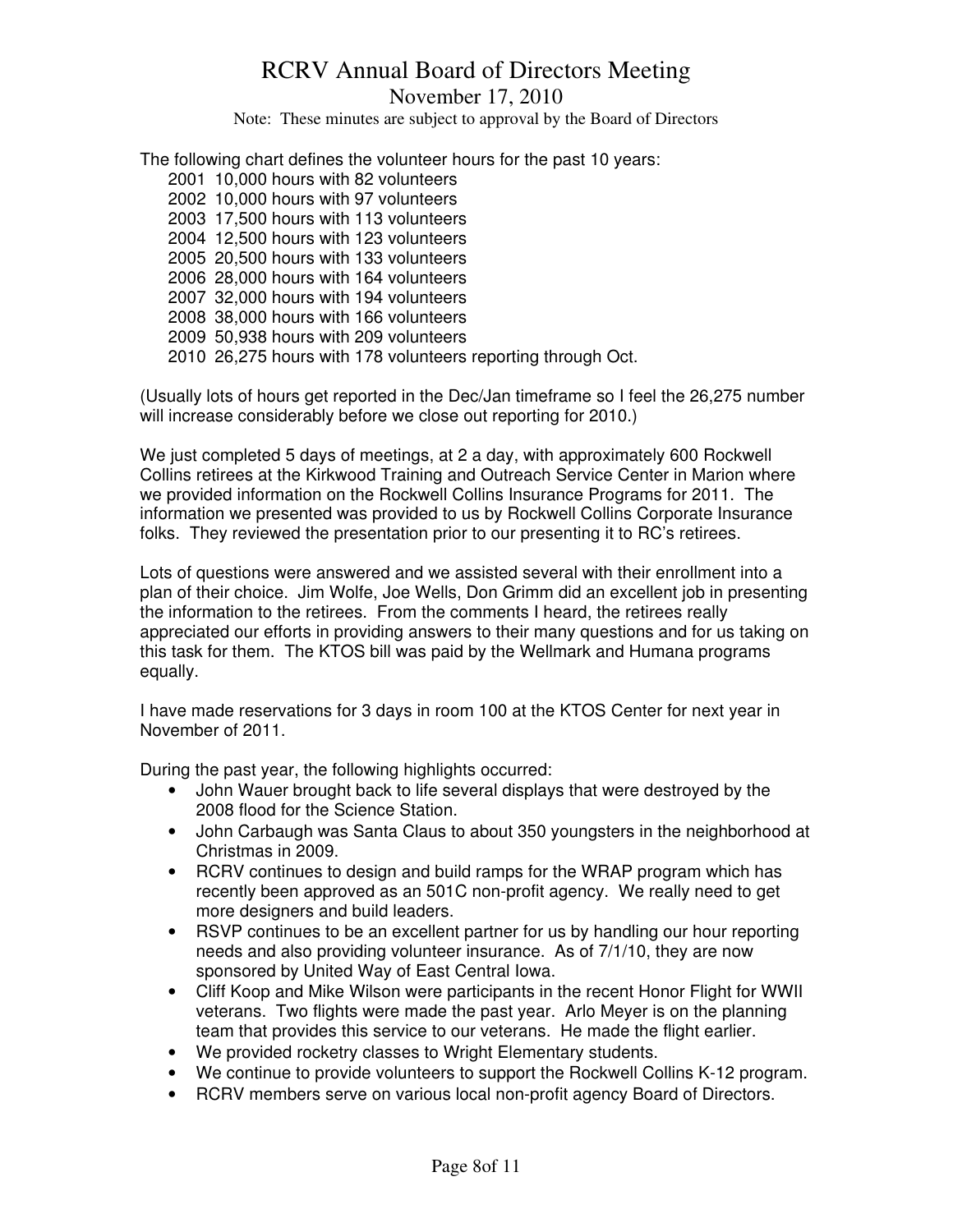The following chart defines the volunteer hours for the past 10 years:

2001 10,000 hours with 82 volunteers
2002 10,000 hours with 97 volunteers
2003 17,500 hours with 113 volunteers
2004 12,500 hours with 123 volunteers
2005 20,500 hours with 133 volunteers
2006 28,000 hours with 164 volunteers
2007 32,000 hours with 194 volunteers
2008 38,000 hours with 166 volunteers
2009 50,938 hours with 209 volunteers
2010 26,275 hours with 178 volunteers reporting through Oct.

(Usually lots of hours get reported in the Dec/Jan timeframe so I feel the 26,275 number will increase considerably before we close out reporting for 2010.)

We just completed 5 days of meetings, at 2 a day, with approximately 600 Rockwell Collins retirees at the Kirkwood Training and Outreach Service Center in Marion where we provided information on the Rockwell Collins Insurance Programs for 2011. The information we presented was provided to us by Rockwell Collins Corporate Insurance folks. They reviewed the presentation prior to our presenting it to RC's retirees.

Lots of questions were answered and we assisted several with their enrollment into a plan of their choice. Jim Wolfe, Joe Wells, Don Grimm did an excellent job in presenting the information to the retirees. From the comments I heard, the retirees really appreciated our efforts in providing answers to their many questions and for us taking on this task for them. The KTOS bill was paid by the Wellmark and Humana programs equally.

I have made reservations for 3 days in room 100 at the KTOS Center for next year in November of 2011.

During the past year, the following highlights occurred:

- John Wauer brought back to life several displays that were destroyed by the 2008 flood for the Science Station.
- John Carbaugh was Santa Claus to about 350 youngsters in the neighborhood at Christmas in 2009.
- RCRV continues to design and build ramps for the WRAP program which has recently been approved as an 501C non-profit agency. We really need to get more designers and build leaders.
- RSVP continues to be an excellent partner for us by handling our hour reporting needs and also providing volunteer insurance. As of 7/1/10, they are now sponsored by United Way of East Central Iowa.
- Cliff Koop and Mike Wilson were participants in the recent Honor Flight for WWII veterans. Two flights were made the past year. Arlo Meyer is on the planning team that provides this service to our veterans. He made the flight earlier.
- We provided rocketry classes to Wright Elementary students.
- We continue to provide volunteers to support the Rockwell Collins K-12 program.
- RCRV members serve on various local non-profit agency Board of Directors.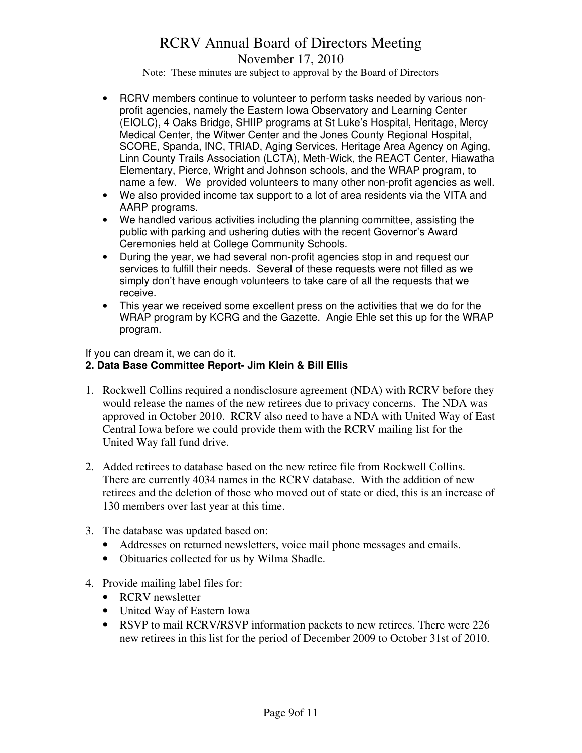- RCRV members continue to volunteer to perform tasks needed by various non-profit agencies, namely the Eastern Iowa Observatory and Learning Center (EIOLC), 4 Oaks Bridge, SHIIP programs at St Luke's Hospital, Heritage, Mercy Medical Center, the Witwer Center and the Jones County Regional Hospital, SCORE, Spanda, INC, TRIAD, Aging Services, Heritage Area Agency on Aging, Linn County Trails Association (LCTA), Meth-Wick, the REACT Center, Hiawatha Elementary, Pierce, Wright and Johnson schools, and the WRAP program, to name a few. We provided volunteers to many other non-profit agencies as well.
- We also provided income tax support to a lot of area residents via the VITA and AARP programs.
- We handled various activities including the planning committee, assisting the public with parking and ushering duties with the recent Governor's Award Ceremonies held at College Community Schools.
- During the year, we had several non-profit agencies stop in and request our services to fulfill their needs. Several of these requests were not filled as we simply don't have enough volunteers to take care of all the requests that we receive.
- This year we received some excellent press on the activities that we do for the WRAP program by KCRG and the Gazette. Angie Ehle set this up for the WRAP program.

If you can dream it, we can do it.

**2. Data Base Committee Report- Jim Klein & Bill Ellis**

1. Rockwell Collins required a nondisclosure agreement (NDA) with RCRV before they would release the names of the new retirees due to privacy concerns. The NDA was approved in October 2010. RCRV also need to have a NDA with United Way of East Central Iowa before we could provide them with the RCRV mailing list for the United Way fall fund drive.

2. Added retirees to database based on the new retiree file from Rockwell Collins. There are currently 4034 names in the RCRV database. With the addition of new retirees and the deletion of those who moved out of state or died, this is an increase of 130 members over last year at this time.

3. The database was updated based on:
   - Addresses on returned newsletters, voice mail phone messages and emails.
   - Obituaries collected for us by Wilma Shadle.

4. Provide mailing label files for:
   - RCRV newsletter
   - United Way of Eastern Iowa
   - RSVP to mail RCRV/RSVP information packets to new retirees. There were 226 new retirees in this list for the period of December 2009 to October 31st of 2010.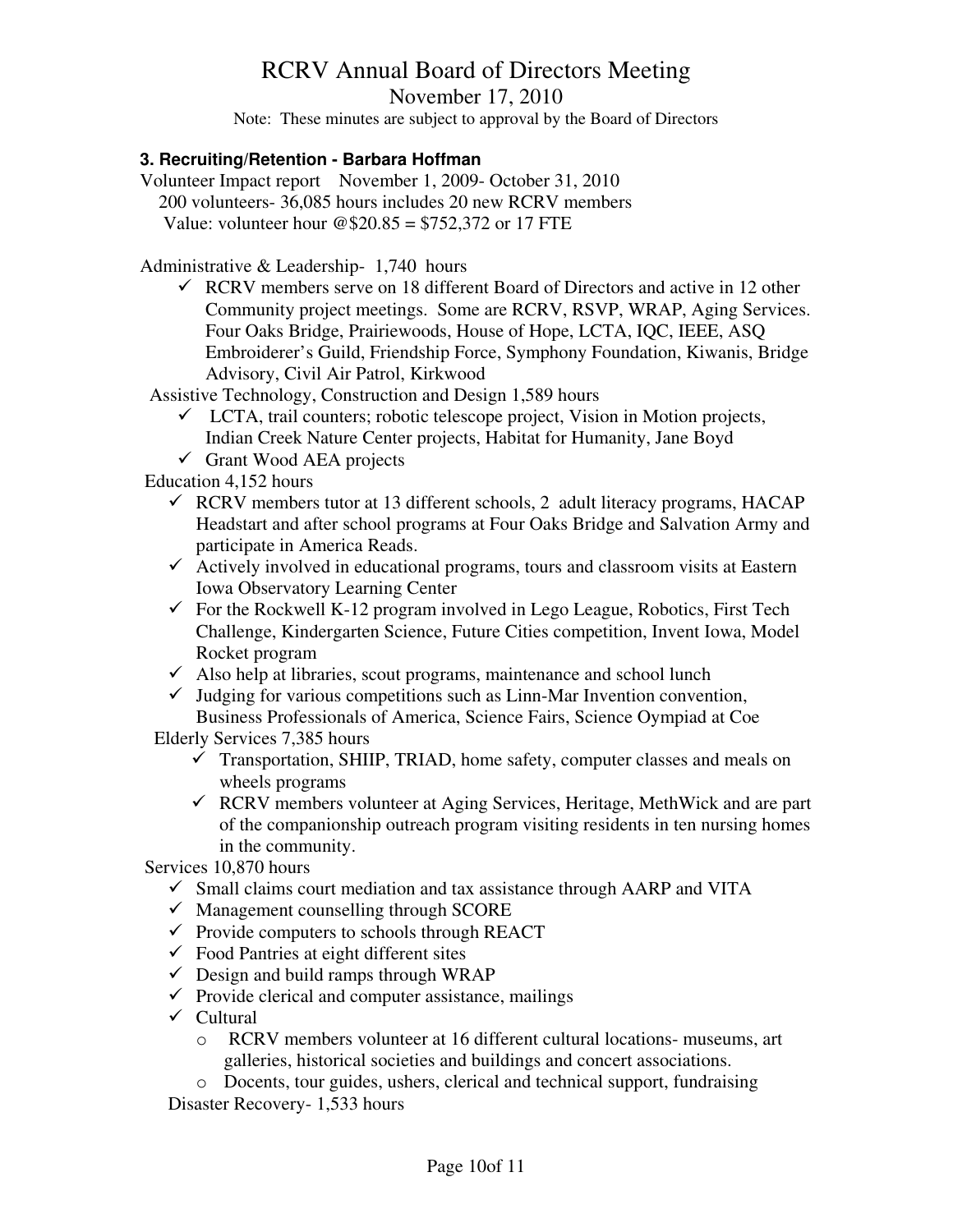# RCRV Annual Board of Directors Meeting

November 17, 2010

Note: These minutes are subject to approval by the Board of Directors

### 3. Recruiting/Retention - Barbara Hoffman

Volunteer Impact report November 1, 2009- October 31, 2010

200 volunteers- 36,085 hours includes 20 new RCRV members

Value: volunteer hour @$20.85 = $752,372 or 17 FTE

Administrative & Leadership- 1,740 hours

- ✓ RCRV members serve on 18 different Board of Directors and active in 12 other Community project meetings. Some are RCRV, RSVP, WRAP, Aging Services. Four Oaks Bridge, Prairiewoods, House of Hope, LCTA, IQC, IEEE, ASQ Embroiderer's Guild, Friendship Force, Symphony Foundation, Kiwanis, Bridge Advisory, Civil Air Patrol, Kirkwood

Assistive Technology, Construction and Design 1,589 hours

- ✓ LCTA, trail counters; robotic telescope project, Vision in Motion projects, Indian Creek Nature Center projects, Habitat for Humanity, Jane Boyd
- ✓ Grant Wood AEA projects

Education 4,152 hours

- ✓ RCRV members tutor at 13 different schools, 2 adult literacy programs, HACAP Headstart and after school programs at Four Oaks Bridge and Salvation Army and participate in America Reads.
- ✓ Actively involved in educational programs, tours and classroom visits at Eastern Iowa Observatory Learning Center
- ✓ For the Rockwell K-12 program involved in Lego League, Robotics, First Tech Challenge, Kindergarten Science, Future Cities competition, Invent Iowa, Model Rocket program
- ✓ Also help at libraries, scout programs, maintenance and school lunch
- ✓ Judging for various competitions such as Linn-Mar Invention convention, Business Professionals of America, Science Fairs, Science Oympiad at Coe

Elderly Services 7,385 hours

- ✓ Transportation, SHIIP, TRIAD, home safety, computer classes and meals on wheels programs
- ✓ RCRV members volunteer at Aging Services, Heritage, MethWick and are part of the companionship outreach program visiting residents in ten nursing homes in the community.

Services 10,870 hours

- ✓ Small claims court mediation and tax assistance through AARP and VITA
- ✓ Management counselling through SCORE
- ✓ Provide computers to schools through REACT
- ✓ Food Pantries at eight different sites
- ✓ Design and build ramps through WRAP
- ✓ Provide clerical and computer assistance, mailings
- ✓ Cultural
  - o RCRV members volunteer at 16 different cultural locations- museums, art galleries, historical societies and buildings and concert associations.
  - o Docents, tour guides, ushers, clerical and technical support, fundraising

Disaster Recovery- 1,533 hours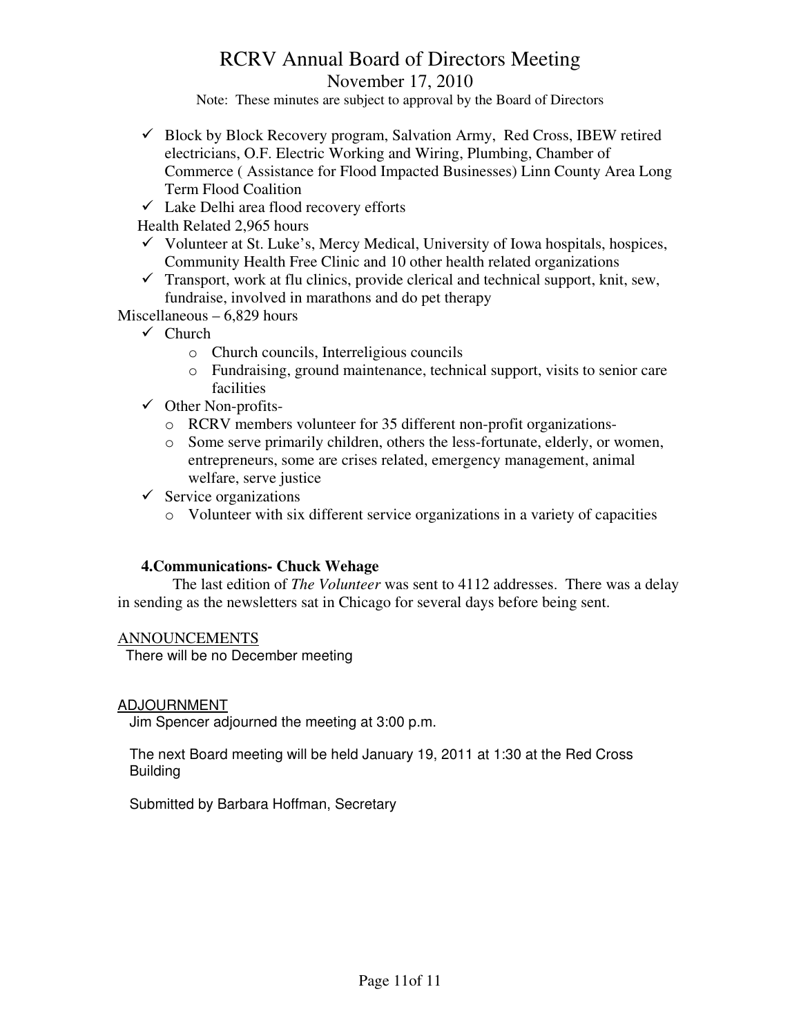- ✓ Block by Block Recovery program, Salvation Army, Red Cross, IBEW retired electricians, O.F. Electric Working and Wiring, Plumbing, Chamber of Commerce ( Assistance for Flood Impacted Businesses) Linn County Area Long Term Flood Coalition
- ✓ Lake Delhi area flood recovery efforts

Health Related 2,965 hours

- ✓ Volunteer at St. Luke's, Mercy Medical, University of Iowa hospitals, hospices, Community Health Free Clinic and 10 other health related organizations
- ✓ Transport, work at flu clinics, provide clerical and technical support, knit, sew, fundraise, involved in marathons and do pet therapy

Miscellaneous – 6,829 hours

- ✓ Church
    - Church councils, Interreligious councils
    - Fundraising, ground maintenance, technical support, visits to senior care facilities
- ✓ Other Non-profits-
    - RCRV members volunteer for 35 different non-profit organizations-
    - Some serve primarily children, others the less-fortunate, elderly, or women, entrepreneurs, some are crises related, emergency management, animal welfare, serve justice
- ✓ Service organizations
    - Volunteer with six different service organizations in a variety of capacities

**4.Communications- Chuck Wehage**

The last edition of *The Volunteer* was sent to 4112 addresses. There was a delay in sending as the newsletters sat in Chicago for several days before being sent.

ANNOUNCEMENTS

There will be no December meeting

ADJOURNMENT

Jim Spencer adjourned the meeting at 3:00 p.m.

The next Board meeting will be held January 19, 2011 at 1:30 at the Red Cross Building

Submitted by Barbara Hoffman, Secretary